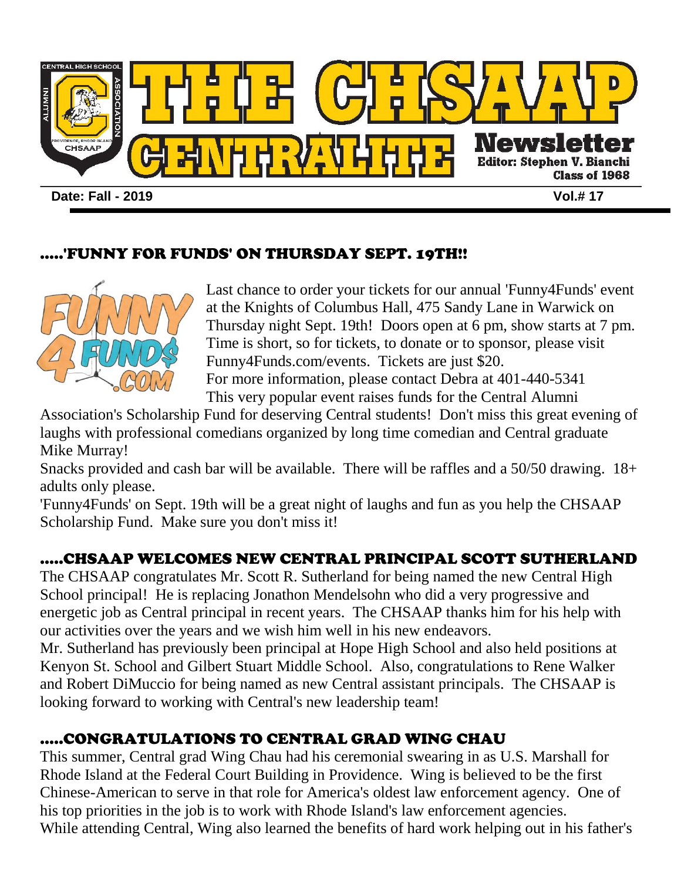# THE CHSAAP CENTRALITE Newsletter

Editor: Stephen V. Bianchi
Class of 1968

**Date: Fall - 2019** **Vol.# 17**

## .....'FUNNY FOR FUNDS' ON THURSDAY SEPT. 19TH!!

Last chance to order your tickets for our annual 'Funny4Funds' event at the Knights of Columbus Hall, 475 Sandy Lane in Warwick on Thursday night Sept. 19th! Doors open at 6 pm, show starts at 7 pm. Time is short, so for tickets, to donate or to sponsor, please visit Funny4Funds.com/events. Tickets are just $20.
For more information, please contact Debra at 401-440-5341
This very popular event raises funds for the Central Alumni Association's Scholarship Fund for deserving Central students! Don't miss this great evening of laughs with professional comedians organized by long time comedian and Central graduate Mike Murray!
Snacks provided and cash bar will be available. There will be raffles and a 50/50 drawing. 18+ adults only please.
'Funny4Funds' on Sept. 19th will be a great night of laughs and fun as you help the CHSAAP Scholarship Fund. Make sure you don't miss it!

## .....CHSAAP WELCOMES NEW CENTRAL PRINCIPAL SCOTT SUTHERLAND

The CHSAAP congratulates Mr. Scott R. Sutherland for being named the new Central High School principal! He is replacing Jonathon Mendelsohn who did a very progressive and energetic job as Central principal in recent years. The CHSAAP thanks him for his help with our activities over the years and we wish him well in his new endeavors.
Mr. Sutherland has previously been principal at Hope High School and also held positions at Kenyon St. School and Gilbert Stuart Middle School. Also, congratulations to Rene Walker and Robert DiMuccio for being named as new Central assistant principals. The CHSAAP is looking forward to working with Central's new leadership team!

## .....CONGRATULATIONS TO CENTRAL GRAD WING CHAU

This summer, Central grad Wing Chau had his ceremonial swearing in as U.S. Marshall for Rhode Island at the Federal Court Building in Providence. Wing is believed to be the first Chinese-American to serve in that role for America's oldest law enforcement agency. One of his top priorities in the job is to work with Rhode Island's law enforcement agencies.
While attending Central, Wing also learned the benefits of hard work helping out in his father's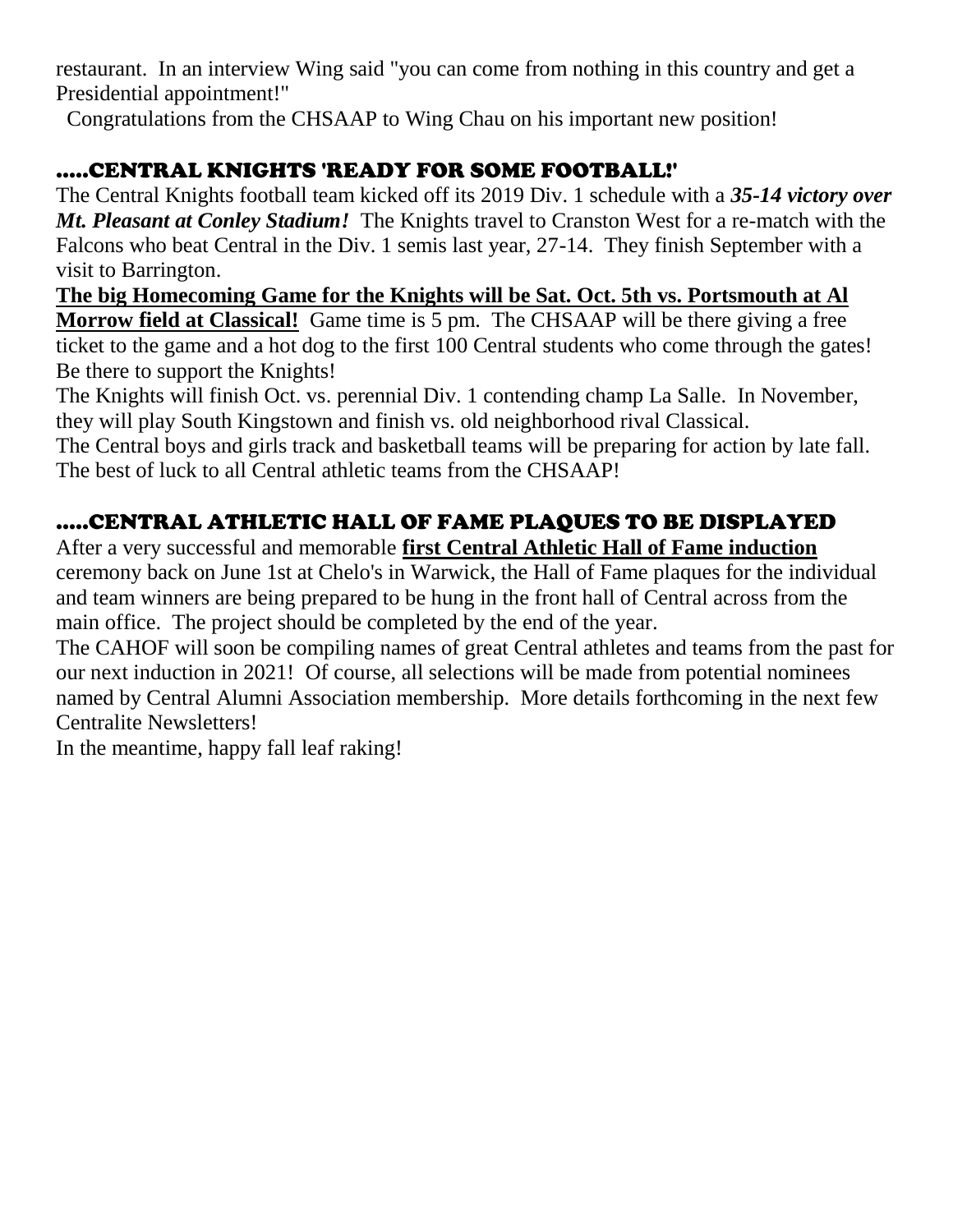restaurant. In an interview Wing said "you can come from nothing in this country and get a Presidential appointment!"

Congratulations from the CHSAAP to Wing Chau on his important new position!

## .....CENTRAL KNIGHTS 'READY FOR SOME FOOTBALL!'

The Central Knights football team kicked off its 2019 Div. 1 schedule with a ***35-14 victory over Mt. Pleasant at Conley Stadium!*** The Knights travel to Cranston West for a re-match with the Falcons who beat Central in the Div. 1 semis last year, 27-14. They finish September with a visit to Barrington.

**The big Homecoming Game for the Knights will be Sat. Oct. 5th vs. Portsmouth at Al Morrow field at Classical!** Game time is 5 pm. The CHSAAP will be there giving a free ticket to the game and a hot dog to the first 100 Central students who come through the gates! Be there to support the Knights!

The Knights will finish Oct. vs. perennial Div. 1 contending champ La Salle. In November, they will play South Kingstown and finish vs. old neighborhood rival Classical.

The Central boys and girls track and basketball teams will be preparing for action by late fall. The best of luck to all Central athletic teams from the CHSAAP!

## .....CENTRAL ATHLETIC HALL OF FAME PLAQUES TO BE DISPLAYED

After a very successful and memorable **first Central Athletic Hall of Fame induction** ceremony back on June 1st at Chelo's in Warwick, the Hall of Fame plaques for the individual and team winners are being prepared to be hung in the front hall of Central across from the main office. The project should be completed by the end of the year.

The CAHOF will soon be compiling names of great Central athletes and teams from the past for our next induction in 2021! Of course, all selections will be made from potential nominees named by Central Alumni Association membership. More details forthcoming in the next few Centralite Newsletters!

In the meantime, happy fall leaf raking!